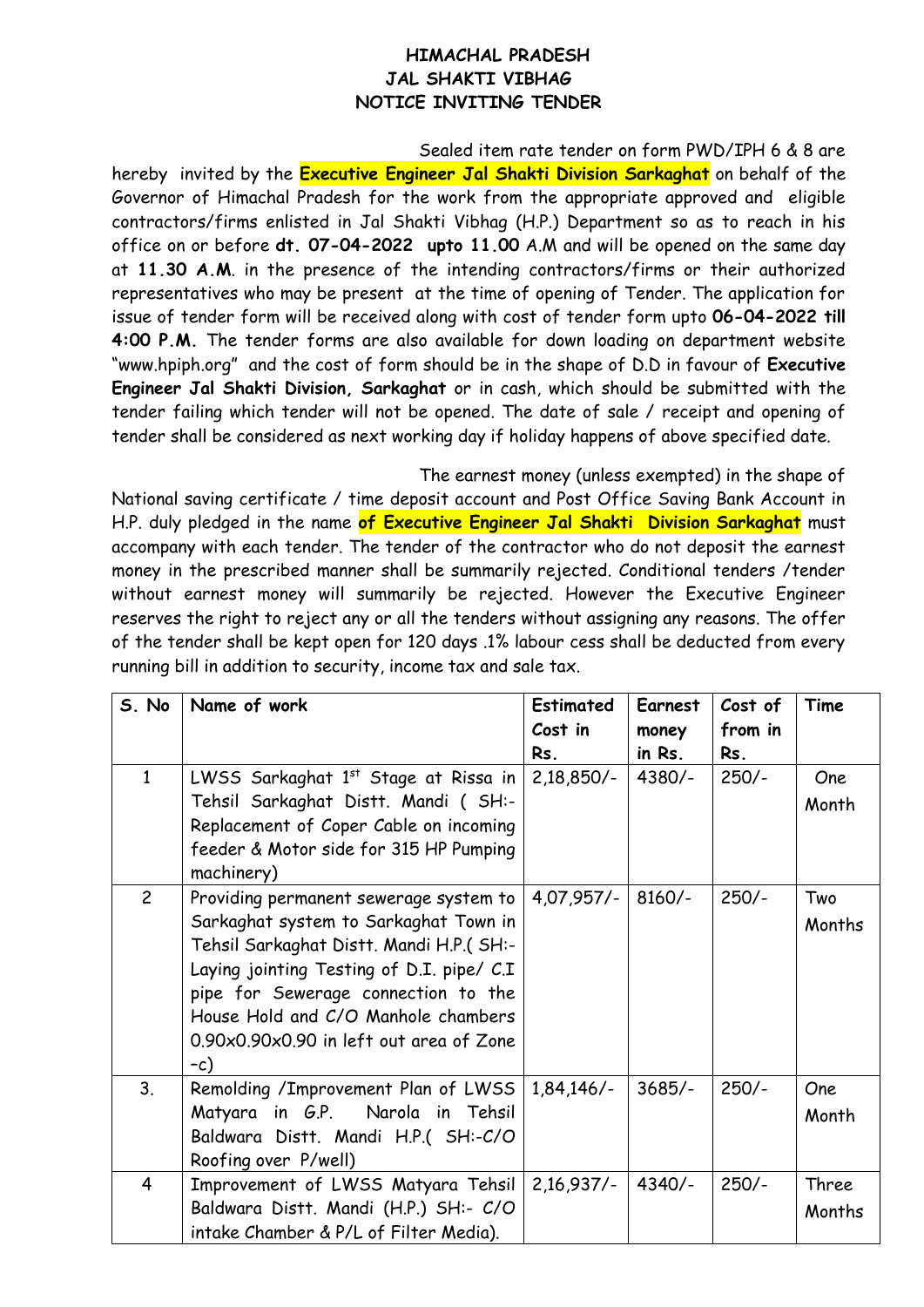**HIMACHAL PRADESH**
**JAL SHAKTI VIBHAG**
**NOTICE INVITING TENDER**

Sealed item rate tender on form PWD/IPH 6 & 8 are hereby invited by the **Executive Engineer Jal Shakti Division Sarkaghat** on behalf of the Governor of Himachal Pradesh for the work from the appropriate approved and eligible contractors/firms enlisted in Jal Shakti Vibhag (H.P.) Department so as to reach in his office on or before **dt. 07-04-2022 upto 11.00** A.M and will be opened on the same day at **11.30 A.M**. in the presence of the intending contractors/firms or their authorized representatives who may be present at the time of opening of Tender. The application for issue of tender form will be received along with cost of tender form upto **06-04-2022 till 4:00 P.M.** The tender forms are also available for down loading on department website "www.hpiph.org" and the cost of form should be in the shape of D.D in favour of **Executive Engineer Jal Shakti Division, Sarkaghat** or in cash, which should be submitted with the tender failing which tender will not be opened. The date of sale / receipt and opening of tender shall be considered as next working day if holiday happens of above specified date.

The earnest money (unless exempted) in the shape of National saving certificate / time deposit account and Post Office Saving Bank Account in H.P. duly pledged in the name **of Executive Engineer Jal Shakti Division Sarkaghat** must accompany with each tender. The tender of the contractor who do not deposit the earnest money in the prescribed manner shall be summarily rejected. Conditional tenders /tender without earnest money will summarily be rejected. However the Executive Engineer reserves the right to reject any or all the tenders without assigning any reasons. The offer of the tender shall be kept open for 120 days .1% labour cess shall be deducted from every running bill in addition to security, income tax and sale tax.

| S. No | Name of work | Estimated Cost in Rs. | Earnest money in Rs. | Cost of from in Rs. | Time |
|---|---|---|---|---|---|
| 1 | LWSS Sarkaghat 1st Stage at Rissa in Tehsil Sarkaghat Distt. Mandi ( SH:- Replacement of Coper Cable on incoming feeder & Motor side for 315 HP Pumping machinery) | 2,18,850/- | 4380/- | 250/- | One Month |
| 2 | Providing permanent sewerage system to Sarkaghat system to Sarkaghat Town in Tehsil Sarkaghat Distt. Mandi H.P.( SH:- Laying jointing Testing of D.I. pipe/ C.I pipe for Sewerage connection to the House Hold and C/O Manhole chambers 0.90x0.90x0.90 in left out area of Zone –c) | 4,07,957/- | 8160/- | 250/- | Two Months |
| 3. | Remolding /Improvement Plan of LWSS Matyara in G.P. Narola in Tehsil Baldwara Distt. Mandi H.P.( SH:-C/O Roofing over P/well) | 1,84,146/- | 3685/- | 250/- | One Month |
| 4 | Improvement of LWSS Matyara Tehsil Baldwara Distt. Mandi (H.P.) SH:- C/O intake Chamber & P/L of Filter Media). | 2,16,937/- | 4340/- | 250/- | Three Months |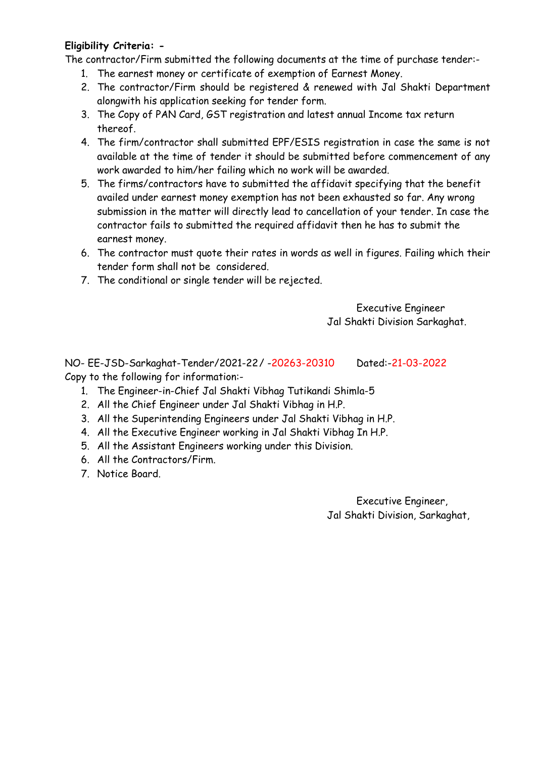**Eligibility Criteria: -**

The contractor/Firm submitted the following documents at the time of purchase tender:-

1. The earnest money or certificate of exemption of Earnest Money.
2. The contractor/Firm should be registered & renewed with Jal Shakti Department alongwith his application seeking for tender form.
3. The Copy of PAN Card, GST registration and latest annual Income tax return thereof.
4. The firm/contractor shall submitted EPF/ESIS registration in case the same is not available at the time of tender it should be submitted before commencement of any work awarded to him/her failing which no work will be awarded.
5. The firms/contractors have to submitted the affidavit specifying that the benefit availed under earnest money exemption has not been exhausted so far. Any wrong submission in the matter will directly lead to cancellation of your tender. In case the contractor fails to submitted the required affidavit then he has to submit the earnest money.
6. The contractor must quote their rates in words as well in figures. Failing which their tender form shall not be considered.
7. The conditional or single tender will be rejected.

Executive Engineer
Jal Shakti Division Sarkaghat.

NO- EE-JSD-Sarkaghat-Tender/2021-22/ -20263-20310 Dated:-21-03-2022

Copy to the following for information:-

1. The Engineer-in-Chief Jal Shakti Vibhag Tutikandi Shimla-5
2. All the Chief Engineer under Jal Shakti Vibhag in H.P.
3. All the Superintending Engineers under Jal Shakti Vibhag in H.P.
4. All the Executive Engineer working in Jal Shakti Vibhag In H.P.
5. All the Assistant Engineers working under this Division.
6. All the Contractors/Firm.
7. Notice Board.

Executive Engineer,
Jal Shakti Division, Sarkaghat,